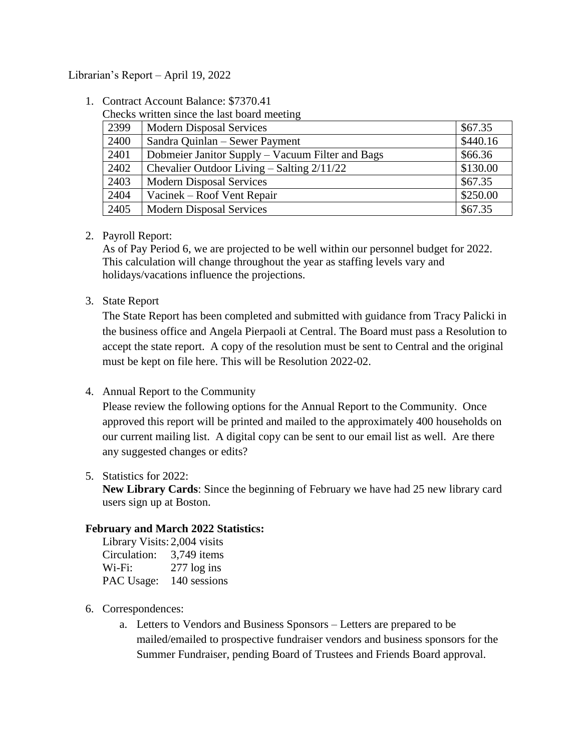Librarian's Report – April 19, 2022

1. Contract Account Balance: $7370.41

   Checks written since the last board meeting

| 2399 | Modern Disposal Services | $67.35 |
|---|---|---|
| 2400 | Sandra Quinlan – Sewer Payment | $440.16 |
| 2401 | Dobmeier Janitor Supply – Vacuum Filter and Bags | $66.36 |
| 2402 | Chevalier Outdoor Living – Salting 2/11/22 | $130.00 |
| 2403 | Modern Disposal Services | $67.35 |
| 2404 | Vacinek – Roof Vent Repair | $250.00 |
| 2405 | Modern Disposal Services | $67.35 |

2. Payroll Report:

   As of Pay Period 6, we are projected to be well within our personnel budget for 2022. This calculation will change throughout the year as staffing levels vary and holidays/vacations influence the projections.

3. State Report

   The State Report has been completed and submitted with guidance from Tracy Palicki in the business office and Angela Pierpaoli at Central. The Board must pass a Resolution to accept the state report. A copy of the resolution must be sent to Central and the original must be kept on file here. This will be Resolution 2022-02.

4. Annual Report to the Community

   Please review the following options for the Annual Report to the Community. Once approved this report will be printed and mailed to the approximately 400 households on our current mailing list. A digital copy can be sent to our email list as well. Are there any suggested changes or edits?

5. Statistics for 2022:

   **New Library Cards**: Since the beginning of February we have had 25 new library card users sign up at Boston.

**February and March 2022 Statistics:**

Library Visits: 2,004 visits
Circulation: 3,749 items
Wi-Fi: 277 log ins
PAC Usage: 140 sessions

6. Correspondences:

   a. Letters to Vendors and Business Sponsors – Letters are prepared to be mailed/emailed to prospective fundraiser vendors and business sponsors for the Summer Fundraiser, pending Board of Trustees and Friends Board approval.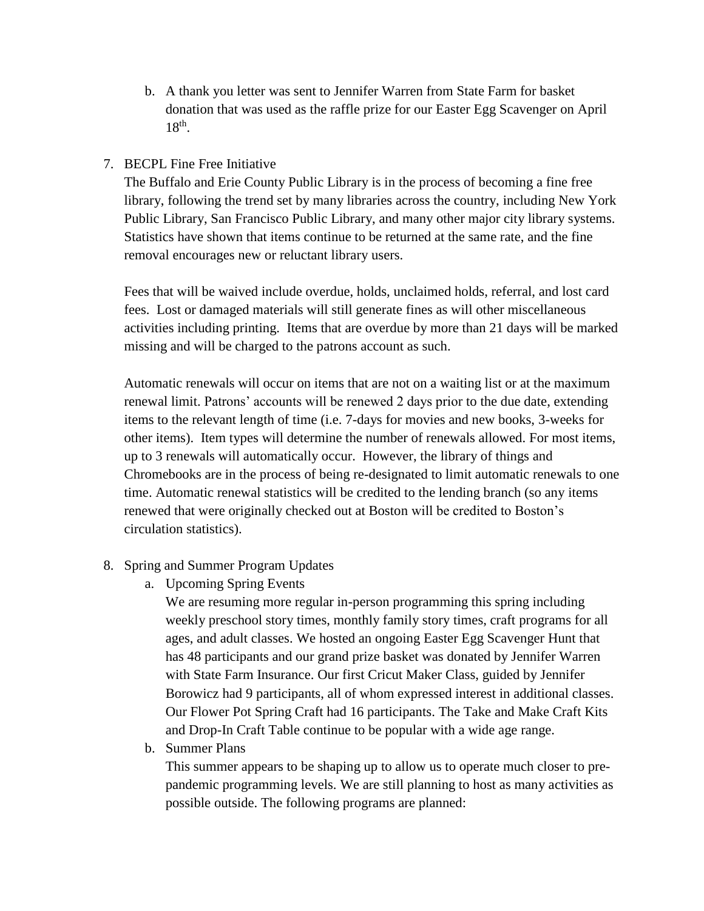b. A thank you letter was sent to Jennifer Warren from State Farm for basket donation that was used as the raffle prize for our Easter Egg Scavenger on April 18th.

7. BECPL Fine Free Initiative

   The Buffalo and Erie County Public Library is in the process of becoming a fine free library, following the trend set by many libraries across the country, including New York Public Library, San Francisco Public Library, and many other major city library systems. Statistics have shown that items continue to be returned at the same rate, and the fine removal encourages new or reluctant library users.

   Fees that will be waived include overdue, holds, unclaimed holds, referral, and lost card fees. Lost or damaged materials will still generate fines as will other miscellaneous activities including printing. Items that are overdue by more than 21 days will be marked missing and will be charged to the patrons account as such.

   Automatic renewals will occur on items that are not on a waiting list or at the maximum renewal limit. Patrons' accounts will be renewed 2 days prior to the due date, extending items to the relevant length of time (i.e. 7-days for movies and new books, 3-weeks for other items). Item types will determine the number of renewals allowed. For most items, up to 3 renewals will automatically occur. However, the library of things and Chromebooks are in the process of being re-designated to limit automatic renewals to one time. Automatic renewal statistics will be credited to the lending branch (so any items renewed that were originally checked out at Boston will be credited to Boston's circulation statistics).

8. Spring and Summer Program Updates

   a. Upcoming Spring Events

      We are resuming more regular in-person programming this spring including weekly preschool story times, monthly family story times, craft programs for all ages, and adult classes. We hosted an ongoing Easter Egg Scavenger Hunt that has 48 participants and our grand prize basket was donated by Jennifer Warren with State Farm Insurance. Our first Cricut Maker Class, guided by Jennifer Borowicz had 9 participants, all of whom expressed interest in additional classes. Our Flower Pot Spring Craft had 16 participants. The Take and Make Craft Kits and Drop-In Craft Table continue to be popular with a wide age range.

   b. Summer Plans

      This summer appears to be shaping up to allow us to operate much closer to pre-pandemic programming levels. We are still planning to host as many activities as possible outside. The following programs are planned: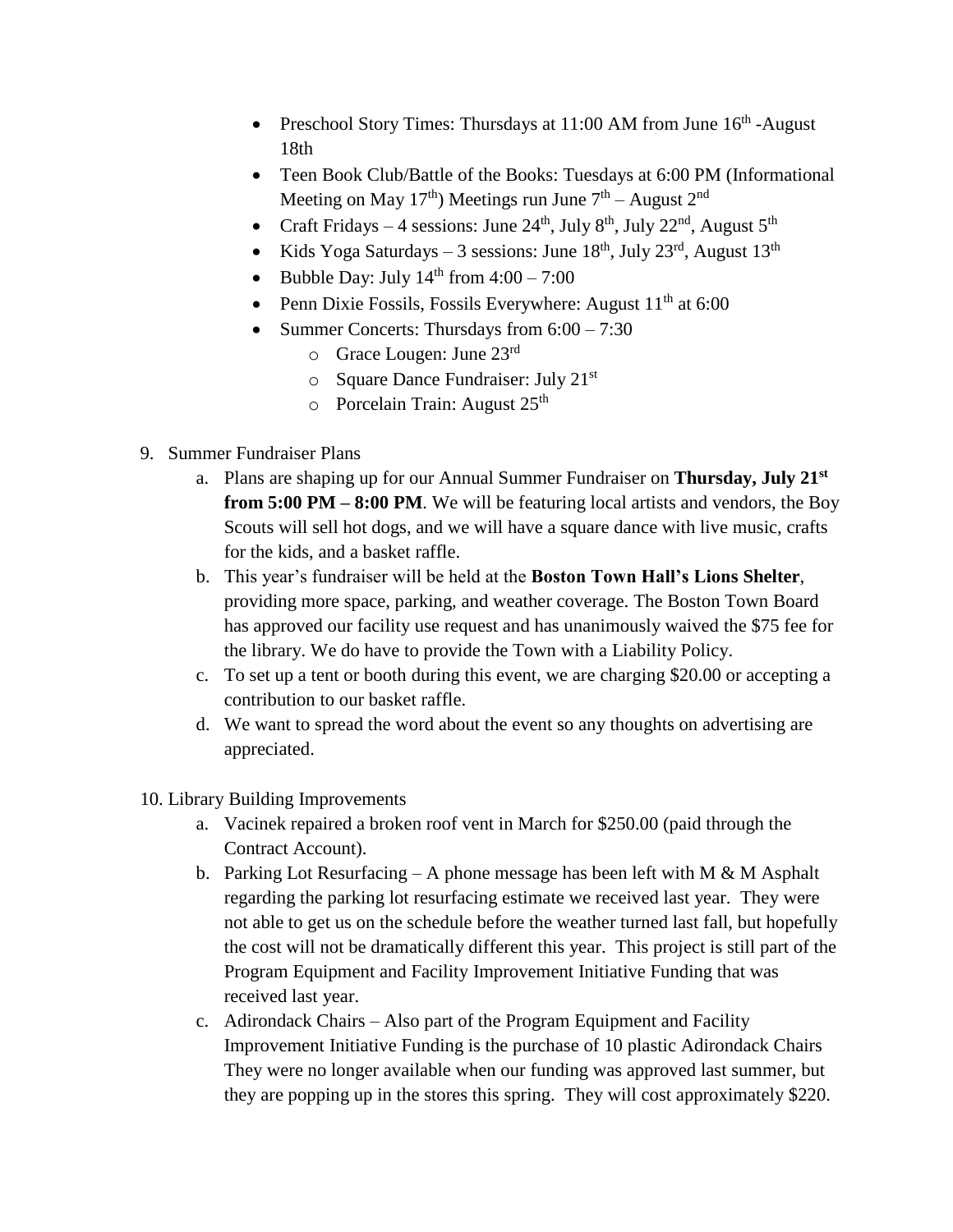- Preschool Story Times: Thursdays at 11:00 AM from June 16th -August 18th
- Teen Book Club/Battle of the Books: Tuesdays at 6:00 PM (Informational Meeting on May 17th) Meetings run June 7th – August 2nd
- Craft Fridays – 4 sessions: June 24th, July 8th, July 22nd, August 5th
- Kids Yoga Saturdays – 3 sessions: June 18th, July 23rd, August 13th
- Bubble Day: July 14th from 4:00 – 7:00
- Penn Dixie Fossils, Fossils Everywhere: August 11th at 6:00
- Summer Concerts: Thursdays from 6:00 – 7:30
    - Grace Lougen: June 23rd
    - Square Dance Fundraiser: July 21st
    - Porcelain Train: August 25th

9. Summer Fundraiser Plans
    a. Plans are shaping up for our Annual Summer Fundraiser on **Thursday, July 21st from 5:00 PM – 8:00 PM**. We will be featuring local artists and vendors, the Boy Scouts will sell hot dogs, and we will have a square dance with live music, crafts for the kids, and a basket raffle.
    b. This year's fundraiser will be held at the **Boston Town Hall's Lions Shelter**, providing more space, parking, and weather coverage. The Boston Town Board has approved our facility use request and has unanimously waived the $75 fee for the library. We do have to provide the Town with a Liability Policy.
    c. To set up a tent or booth during this event, we are charging $20.00 or accepting a contribution to our basket raffle.
    d. We want to spread the word about the event so any thoughts on advertising are appreciated.

10. Library Building Improvements
    a. Vacinek repaired a broken roof vent in March for $250.00 (paid through the Contract Account).
    b. Parking Lot Resurfacing – A phone message has been left with M & M Asphalt regarding the parking lot resurfacing estimate we received last year. They were not able to get us on the schedule before the weather turned last fall, but hopefully the cost will not be dramatically different this year. This project is still part of the Program Equipment and Facility Improvement Initiative Funding that was received last year.
    c. Adirondack Chairs – Also part of the Program Equipment and Facility Improvement Initiative Funding is the purchase of 10 plastic Adirondack Chairs They were no longer available when our funding was approved last summer, but they are popping up in the stores this spring. They will cost approximately $220.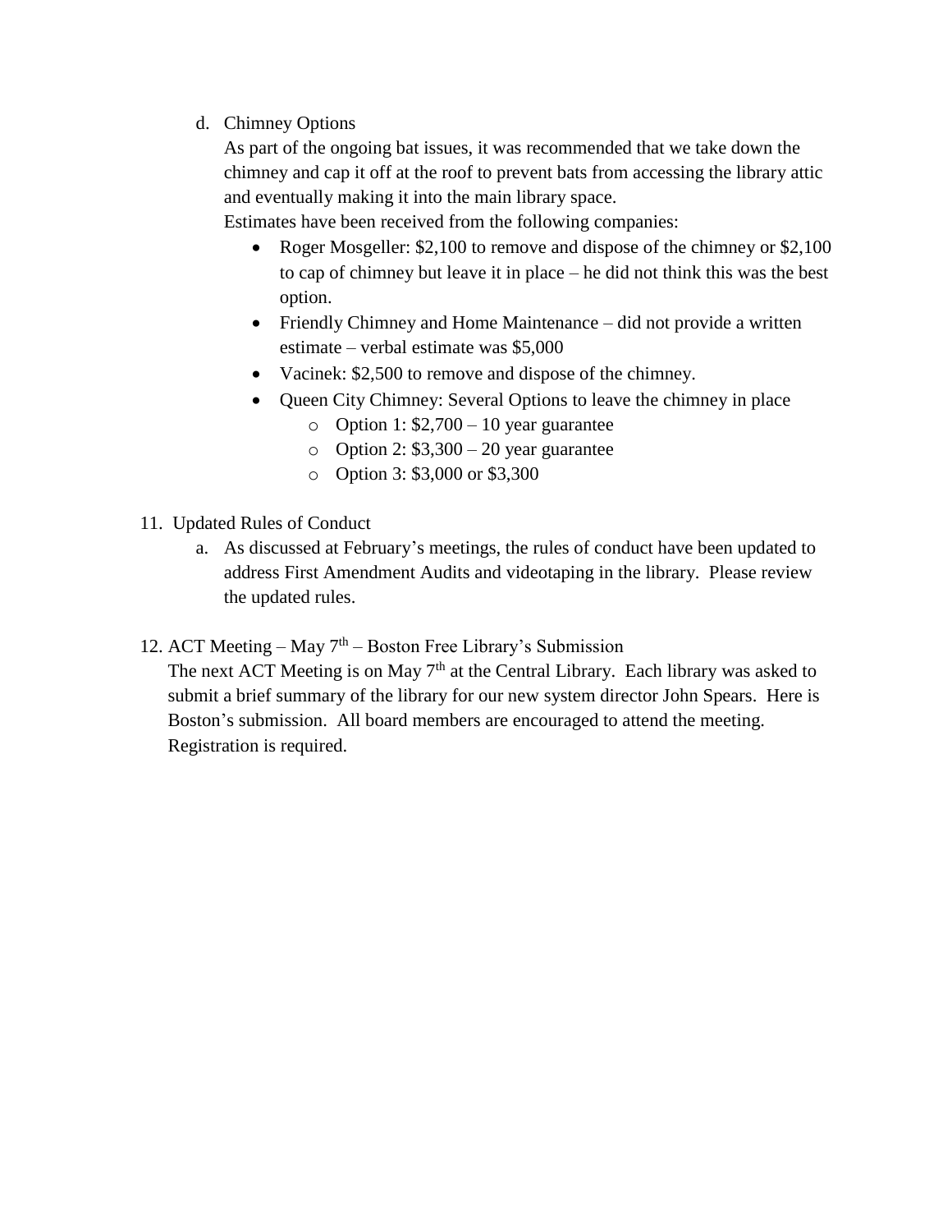d. Chimney Options

   As part of the ongoing bat issues, it was recommended that we take down the chimney and cap it off at the roof to prevent bats from accessing the library attic and eventually making it into the main library space.

   Estimates have been received from the following companies:

   - Roger Mosgeller: $2,100 to remove and dispose of the chimney or $2,100 to cap of chimney but leave it in place – he did not think this was the best option.
   - Friendly Chimney and Home Maintenance – did not provide a written estimate – verbal estimate was $5,000
   - Vacinek: $2,500 to remove and dispose of the chimney.
   - Queen City Chimney: Several Options to leave the chimney in place
     - Option 1: $2,700 – 10 year guarantee
     - Option 2: $3,300 – 20 year guarantee
     - Option 3: $3,000 or $3,300

11. Updated Rules of Conduct

    a. As discussed at February's meetings, the rules of conduct have been updated to address First Amendment Audits and videotaping in the library. Please review the updated rules.

12. ACT Meeting – May 7th – Boston Free Library's Submission

    The next ACT Meeting is on May 7th at the Central Library. Each library was asked to submit a brief summary of the library for our new system director John Spears. Here is Boston's submission. All board members are encouraged to attend the meeting. Registration is required.